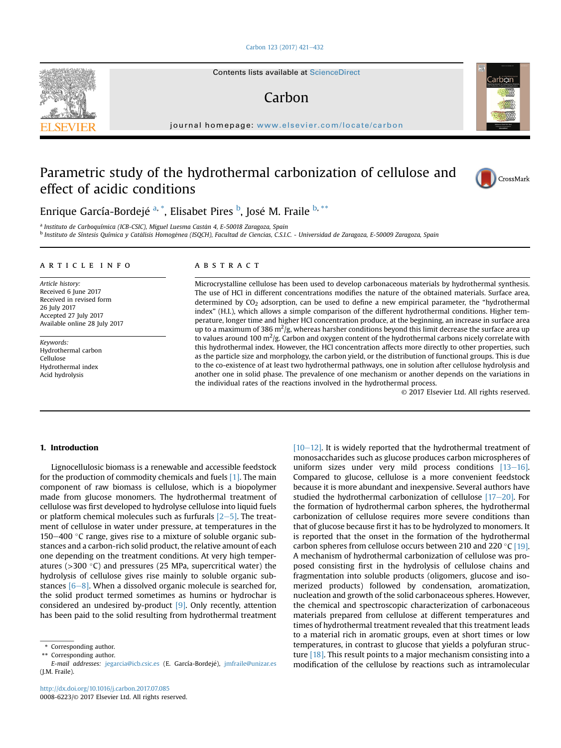# Parametric study of the hydrothermal carbonization of cellulose and effect of acidic conditions

Enrique García-Bordejé [a, *], Elisabet Pires [b], José M. Fraile [b, **]

[a] Instituto de Carboquímica (ICB-CSIC), Miguel Luesma Castán 4, E-50018 Zaragoza, Spain
[b] Instituto de Síntesis Química y Catálisis Homogénea (ISQCH), Facultad de Ciencias, C.S.I.C. - Universidad de Zaragoza, E-50009 Zaragoza, Spain

## ARTICLE INFO

*Article history:*
Received 6 June 2017
Received in revised form 26 July 2017
Accepted 27 July 2017
Available online 28 July 2017

*Keywords:*
Hydrothermal carbon
Cellulose
Hydrothermal index
Acid hydrolysis

## ABSTRACT

Microcrystalline cellulose has been used to develop carbonaceous materials by hydrothermal synthesis. The use of HCl in different concentrations modifies the nature of the obtained materials. Surface area, determined by $CO_2$ adsorption, can be used to define a new empirical parameter, the "hydrothermal index" (H.I.), which allows a simple comparison of the different hydrothermal conditions. Higher temperature, longer time and higher HCl concentration produce, at the beginning, an increase in surface area up to a maximum of 386 $m^2/g$, whereas harsher conditions beyond this limit decrease the surface area up to values around 100 $m^2/g$. Carbon and oxygen content of the hydrothermal carbons nicely correlate with this hydrothermal index. However, the HCl concentration affects more directly to other properties, such as the particle size and morphology, the carbon yield, or the distribution of functional groups. This is due to the co-existence of at least two hydrothermal pathways, one in solution after cellulose hydrolysis and another one in solid phase. The prevalence of one mechanism or another depends on the variations in the individual rates of the reactions involved in the hydrothermal process.

© 2017 Elsevier Ltd. All rights reserved.

## 1. Introduction

Lignocellulosic biomass is a renewable and accessible feedstock for the production of commodity chemicals and fuels [1]. The main component of raw biomass is cellulose, which is a biopolymer made from glucose monomers. The hydrothermal treatment of cellulose was first developed to hydrolyse cellulose into liquid fuels or platform chemical molecules such as furfurals [2–5]. The treatment of cellulose in water under pressure, at temperatures in the 150–400 °C range, gives rise to a mixture of soluble organic substances and a carbon-rich solid product, the relative amount of each one depending on the treatment conditions. At very high temperatures (>300 °C) and pressures (25 MPa, supercritical water) the hydrolysis of cellulose gives rise mainly to soluble organic substances [6–8]. When a dissolved organic molecule is searched for, the solid product termed sometimes as humins or hydrochar is considered an undesired by-product [9]. Only recently, attention has been paid to the solid resulting from hydrothermal treatment [10–12]. It is widely reported that the hydrothermal treatment of monosaccharides such as glucose produces carbon microspheres of uniform sizes under very mild process conditions [13–16]. Compared to glucose, cellulose is a more convenient feedstock because it is more abundant and inexpensive. Several authors have studied the hydrothermal carbonization of cellulose [17–20]. For the formation of hydrothermal carbon spheres, the hydrothermal carbonization of cellulose requires more severe conditions than that of glucose because first it has to be hydrolyzed to monomers. It is reported that the onset in the formation of the hydrothermal carbon spheres from cellulose occurs between 210 and 220 °C [19]. A mechanism of hydrothermal carbonization of cellulose was proposed consisting first in the hydrolysis of cellulose chains and fragmentation into soluble products (oligomers, glucose and isomerized products) followed by condensation, aromatization, nucleation and growth of the solid carbonaceous spheres. However, the chemical and spectroscopic characterization of carbonaceous materials prepared from cellulose at different temperatures and times of hydrothermal treatment revealed that this treatment leads to a material rich in aromatic groups, even at short times or low temperatures, in contrast to glucose that yields a polyfuran structure [18]. This result points to a major mechanism consisting into a modification of the cellulose by reactions such as intramolecular

\* Corresponding author.
\*\* Corresponding author.
*E-mail addresses:* jegarcia@icb.csic.es (E. García-Bordejé), jmfraile@unizar.es (J.M. Fraile).

http://dx.doi.org/10.1016/j.carbon.2017.07.085
0008-6223/© 2017 Elsevier Ltd. All rights reserved.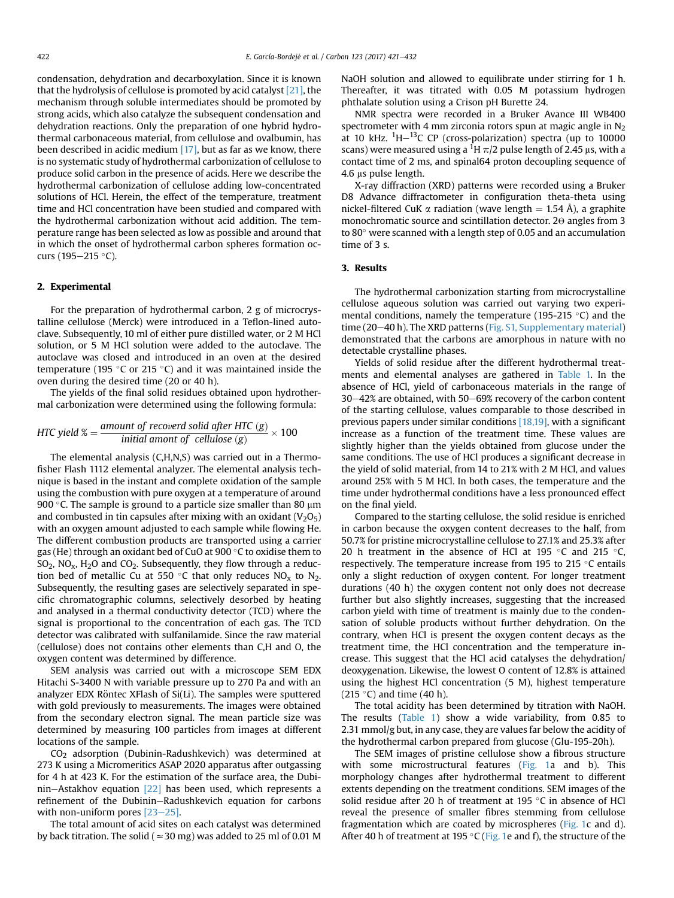condensation, dehydration and decarboxylation. Since it is known that the hydrolysis of cellulose is promoted by acid catalyst [21], the mechanism through soluble intermediates should be promoted by strong acids, which also catalyze the subsequent condensation and dehydration reactions. Only the preparation of one hybrid hydrothermal carbonaceous material, from cellulose and ovalbumin, has been described in acidic medium [17], but as far as we know, there is no systematic study of hydrothermal carbonization of cellulose to produce solid carbon in the presence of acids. Here we describe the hydrothermal carbonization of cellulose adding low-concentrated solutions of HCl. Herein, the effect of the temperature, treatment time and HCl concentration have been studied and compared with the hydrothermal carbonization without acid addition. The temperature range has been selected as low as possible and around that in which the onset of hydrothermal carbon spheres formation occurs (195–215 °C).

## 2. Experimental

For the preparation of hydrothermal carbon, 2 g of microcrystalline cellulose (Merck) were introduced in a Teflon-lined autoclave. Subsequently, 10 ml of either pure distilled water, or 2 M HCl solution, or 5 M HCl solution were added to the autoclave. The autoclave was closed and introduced in an oven at the desired temperature (195 °C or 215 °C) and it was maintained inside the oven during the desired time (20 or 40 h).

The yields of the final solid residues obtained upon hydrothermal carbonization were determined using the following formula:

$$\textit{HTC yield}\ \% = \frac{\textit{amount of recoverd solid after HTC (g)}}{\textit{initial amont of cellulose (g)}} \times 100$$

The elemental analysis (C,H,N,S) was carried out in a Thermofisher Flash 1112 elemental analyzer. The elemental analysis technique is based in the instant and complete oxidation of the sample using the combustion with pure oxygen at a temperature of around 900 °C. The sample is ground to a particle size smaller than 80 μm and combusted in tin capsules after mixing with an oxidant ($V_2O_5$) with an oxygen amount adjusted to each sample while flowing He. The different combustion products are transported using a carrier gas (He) through an oxidant bed of CuO at 900 °C to oxidise them to $SO_2$, $NO_x$, $H_2O$ and $CO_2$. Subsequently, they flow through a reduction bed of metallic Cu at 550 °C that only reduces $NO_x$ to $N_2$. Subsequently, the resulting gases are selectively separated in specific chromatographic columns, selectively desorbed by heating and analysed in a thermal conductivity detector (TCD) where the signal is proportional to the concentration of each gas. The TCD detector was calibrated with sulfanilamide. Since the raw material (cellulose) does not contains other elements than C,H and O, the oxygen content was determined by difference.

SEM analysis was carried out with a microscope SEM EDX Hitachi S-3400 N with variable pressure up to 270 Pa and with an analyzer EDX Röntec XFlash of Si(Li). The samples were sputtered with gold previously to measurements. The images were obtained from the secondary electron signal. The mean particle size was determined by measuring 100 particles from images at different locations of the sample.

$CO_2$ adsorption (Dubinin-Radushkevich) was determined at 273 K using a Micromeritics ASAP 2020 apparatus after outgassing for 4 h at 423 K. For the estimation of the surface area, the Dubinin–Astakhov equation [22] has been used, which represents a refinement of the Dubinin–Radushkevich equation for carbons with non-uniform pores [23–25].

The total amount of acid sites on each catalyst was determined by back titration. The solid (≈30 mg) was added to 25 ml of 0.01 M NaOH solution and allowed to equilibrate under stirring for 1 h. Thereafter, it was titrated with 0.05 M potassium hydrogen phthalate solution using a Crison pH Burette 24.

NMR spectra were recorded in a Bruker Avance III WB400 spectrometer with 4 mm zirconia rotors spun at magic angle in $N_2$ at 10 kHz. $^{1}H$–$^{13}C$ CP (cross-polarization) spectra (up to 10000 scans) were measured using a $^{1}H$ $\pi/2$ pulse length of 2.45 μs, with a contact time of 2 ms, and spinal64 proton decoupling sequence of 4.6 μs pulse length.

X-ray diffraction (XRD) patterns were recorded using a Bruker D8 Advance diffractometer in configuration theta-theta using nickel-filtered CuK α radiation (wave length = 1.54 Å), a graphite monochromatic source and scintillation detector. 2Θ angles from 3 to 80° were scanned with a length step of 0.05 and an accumulation time of 3 s.

## 3. Results

The hydrothermal carbonization starting from microcrystalline cellulose aqueous solution was carried out varying two experimental conditions, namely the temperature (195-215 °C) and the time (20–40 h). The XRD patterns (Fig. S1, Supplementary material) demonstrated that the carbons are amorphous in nature with no detectable crystalline phases.

Yields of solid residue after the different hydrothermal treatments and elemental analyses are gathered in Table 1. In the absence of HCl, yield of carbonaceous materials in the range of 30–42% are obtained, with 50–69% recovery of the carbon content of the starting cellulose, values comparable to those described in previous papers under similar conditions [18,19], with a significant increase as a function of the treatment time. These values are slightly higher than the yields obtained from glucose under the same conditions. The use of HCl produces a significant decrease in the yield of solid material, from 14 to 21% with 2 M HCl, and values around 25% with 5 M HCl. In both cases, the temperature and the time under hydrothermal conditions have a less pronounced effect on the final yield.

Compared to the starting cellulose, the solid residue is enriched in carbon because the oxygen content decreases to the half, from 50.7% for pristine microcrystalline cellulose to 27.1% and 25.3% after 20 h treatment in the absence of HCl at 195 °C and 215 °C, respectively. The temperature increase from 195 to 215 °C entails only a slight reduction of oxygen content. For longer treatment durations (40 h) the oxygen content not only does not decrease further but also slightly increases, suggesting that the increased carbon yield with time of treatment is mainly due to the condensation of soluble products without further dehydration. On the contrary, when HCl is present the oxygen content decays as the treatment time, the HCl concentration and the temperature increase. This suggest that the HCl acid catalyses the dehydration/deoxygenation. Likewise, the lowest O content of 12.8% is attained using the highest HCl concentration (5 M), highest temperature (215 °C) and time (40 h).

The total acidity has been determined by titration with NaOH. The results (Table 1) show a wide variability, from 0.85 to 2.31 mmol/g but, in any case, they are values far below the acidity of the hydrothermal carbon prepared from glucose (Glu-195-20h).

The SEM images of pristine cellulose show a fibrous structure with some microstructural features (Fig. 1a and b). This morphology changes after hydrothermal treatment to different extents depending on the treatment conditions. SEM images of the solid residue after 20 h of treatment at 195 °C in absence of HCl reveal the presence of smaller fibres stemming from cellulose fragmentation which are coated by microspheres (Fig. 1c and d). After 40 h of treatment at 195 °C (Fig. 1e and f), the structure of the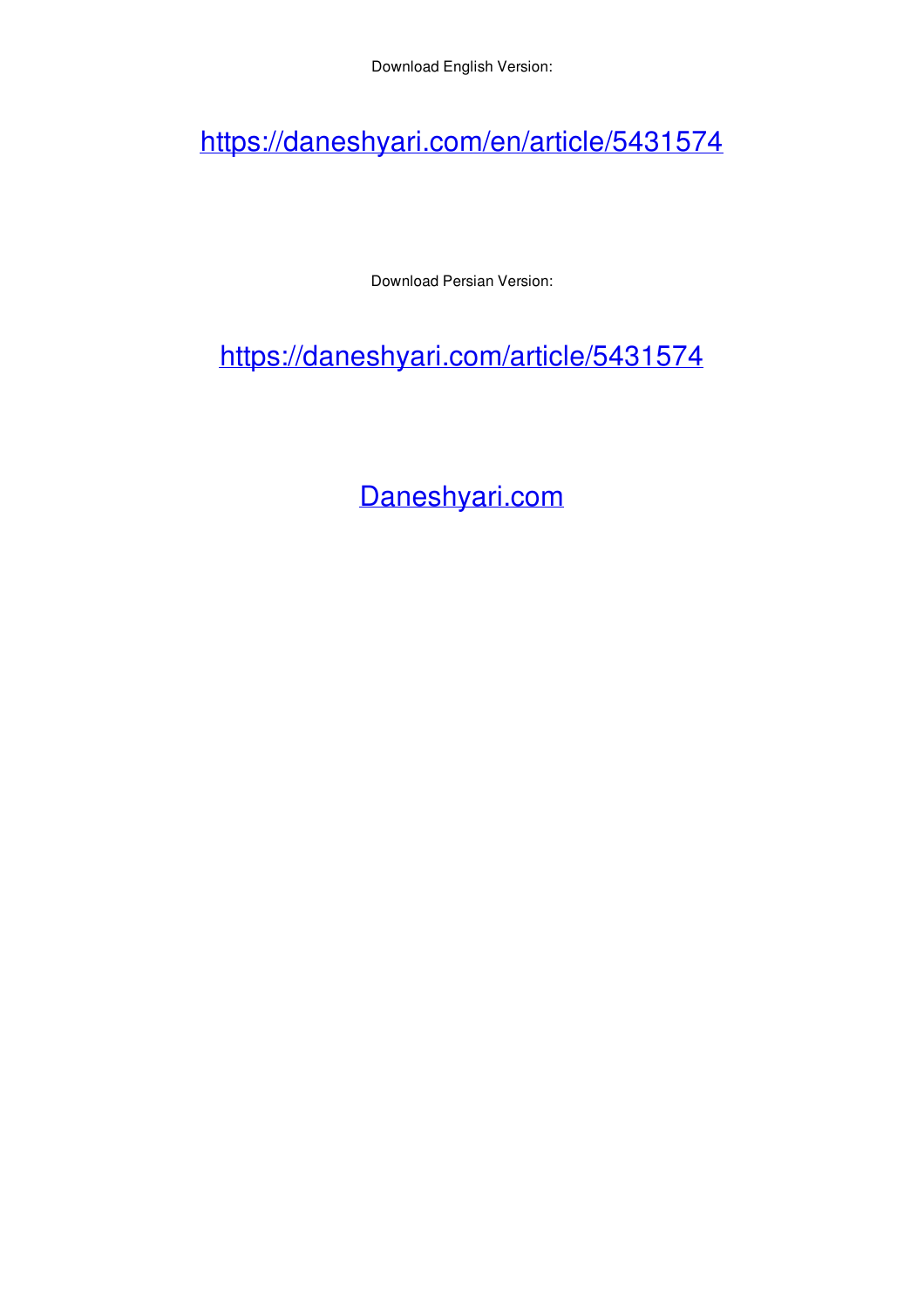Download English Version:

https://daneshyari.com/en/article/5431574

Download Persian Version:

https://daneshyari.com/article/5431574

Daneshyari.com